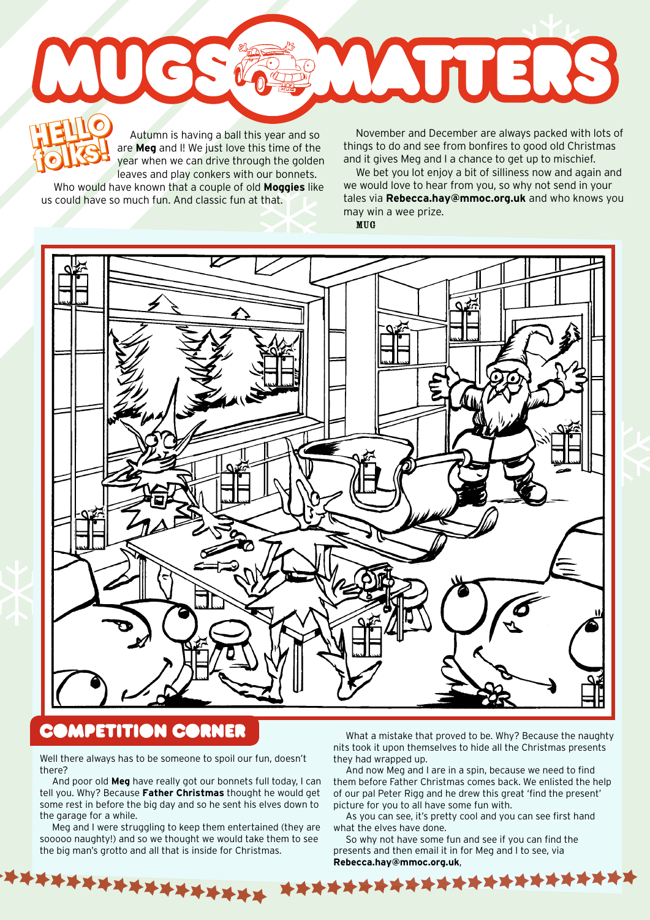# MUGS MATTERS

## HELLO folks!

Autumn is having a ball this year and so are **Meg** and I! We just love this time of the year when we can drive through the golden leaves and play conkers with our bonnets.

Who would have known that a couple of old **Moggies** like us could have so much fun. And classic fun at that.

November and December are always packed with lots of things to do and see from bonfires to good old Christmas and it gives Meg and I a chance to get up to mischief.

We bet you lot enjoy a bit of silliness now and again and we would love to hear from you, so why not send in your tales via **Rebecca.hay@mmoc.org.uk** and who knows you may win a wee prize.

MUG

## COMPETITION CORNER

Well there always has to be someone to spoil our fun, doesn't there?

And poor old **Meg** have really got our bonnets full today, I can tell you. Why? Because **Father Christmas** thought he would get some rest in before the big day and so he sent his elves down to the garage for a while.

Meg and I were struggling to keep them entertained (they are sooooo naughty!) and so we thought we would take them to see the big man's grotto and all that is inside for Christmas.

What a mistake that proved to be. Why? Because the naughty nits took it upon themselves to hide all the Christmas presents they had wrapped up.

And now Meg and I are in a spin, because we need to find them before Father Christmas comes back. We enlisted the help of our pal Peter Rigg and he drew this great 'find the present' picture for you to all have some fun with.

As you can see, it's pretty cool and you can see first hand what the elves have done.

So why not have some fun and see if you can find the presents and then email it in for Meg and I to see, via **Rebecca.hay@mmoc.org.uk**,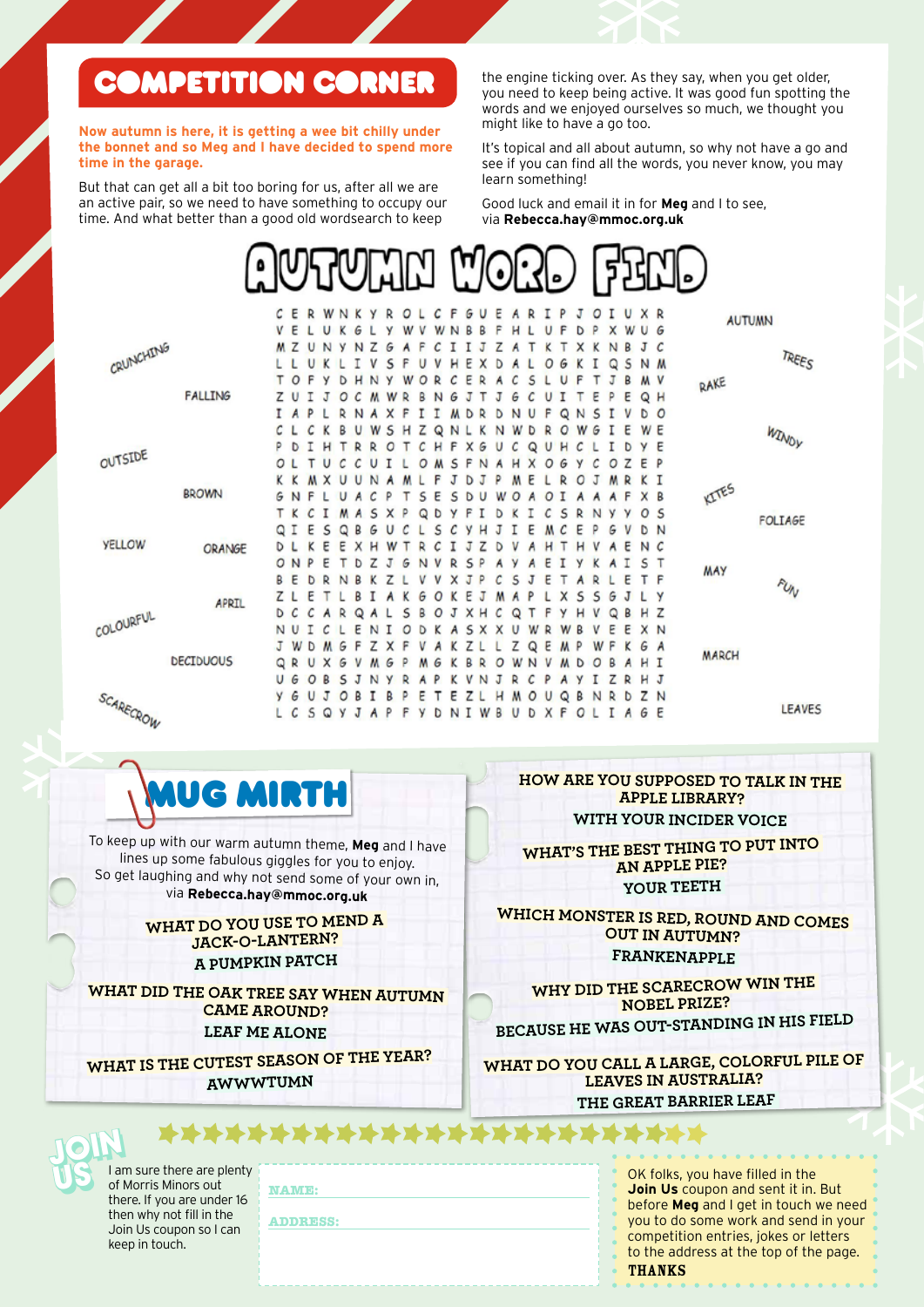# COMPETITION CORNER

**Now autumn is here, it is getting a wee bit chilly under the bonnet and so Meg and I have decided to spend more time in the garage.**

But that can get all a bit too boring for us, after all we are an active pair, so we need to have something to occupy our time. And what better than a good old wordsearch to keep the engine ticking over. As they say, when you get older, you need to keep being active. It was good fun spotting the words and we enjoyed ourselves so much, we thought you might like to have a go too.

It's topical and all about autumn, so why not have a go and see if you can find all the words, you never know, you may learn something!

Good luck and email it in for **Meg** and I to see, via **Rebecca.hay@mmoc.org.uk**

## AUTUMN WORD FIND

```
C E R W N K Y R O L C F G U E A R I P J O I U X R
V E L U K G L Y W V W N B B F H L U F D P X W U G
M Z U N Y N Z G A F C I I J Z A T K T X K N B J C
L L U K L I V S F U V H E X D A L O G K I Q S N M
T O F Y D H N Y W O R C E R A C S L U F T J B M V
Z U I J O C M W R B N G J T J G C U I T E P E Q H
I A P L R N A X F I I M D R D N U F Q N S I V D O
C L C K B U W S H Z Q N L K N W D R O W G I E W E
P D I H T R R O T C H F X G U C Q U H C L I D Y E
O L T U C C U I L O M S F N A H X O G Y C O Z E P
K K M X U U N A M L F J D J P M E L R O J M R K I
G N F L U A C P T S E S D U W O A O I A A A F X B
T K C I M A S X P Q D Y F I D K I C S R N Y Y O S
Q I E S Q B G U C L S C Y H J I E M C E P G V D N
D L K E E X H W T R C I J Z D V A H T H V A E N C
O N P E T D Z J G N V R S P A Y A E I Y K A I S T
B E D R N B K Z L V V X J P C S J E T A R L E T F
Z L E T L B I A K G O K E J M A P L X S S G J L Y
D C C A R Q A L S B O J X H C Q T F Y H V Q B H Z
N U I C L E N I O D K A S X X U W R W B V E E X N
J W D M G F Z X F V A K Z L L Z Q E M P W F K G A
Q R U X G V M G P M G K B R O W N V M D O B A H I
U G O B S J N Y R A P K V N J R C P A Y I Z R H J
Y G U J O B I B P E T E Z L H M O U Q B N R D Z N
L C S Q Y J A P F Y D N I W B U D X F O L I A G E
```

CRUNCHING
FALLING
OUTSIDE
BROWN
YELLOW
ORANGE
APRIL
COLOURFUL
DECIDUOUS
SCARECROW
AUTUMN
TREES
RAKE
WINDY
KITES
FOLIAGE
MAY
FUN
MARCH
LEAVES

## MUG MIRTH

To keep up with our warm autumn theme, **Meg** and I have lines up some fabulous giggles for you to enjoy. So get laughing and why not send some of your own in, via **Rebecca.hay@mmoc.org.uk**

**WHAT DO YOU USE TO MEND A JACK-O-LANTERN?**
A PUMPKIN PATCH

**WHAT DID THE OAK TREE SAY WHEN AUTUMN CAME AROUND?**
LEAF ME ALONE

**WHAT IS THE CUTEST SEASON OF THE YEAR?**
AWWWTUMN

**HOW ARE YOU SUPPOSED TO TALK IN THE APPLE LIBRARY?**
WITH YOUR INCIDER VOICE

**WHAT'S THE BEST THING TO PUT INTO AN APPLE PIE?**
YOUR TEETH

**WHICH MONSTER IS RED, ROUND AND COMES OUT IN AUTUMN?**
FRANKENAPPLE

**WHY DID THE SCARECROW WIN THE NOBEL PRIZE?**
BECAUSE HE WAS OUT-STANDING IN HIS FIELD

**WHAT DO YOU CALL A LARGE, COLORFUL PILE OF LEAVES IN AUSTRALIA?**
THE GREAT BARRIER LEAF

## JOIN US

I am sure there are plenty of Morris Minors out there. If you are under 16 then why not fill in the Join Us coupon so I can keep in touch.

NAME:

ADDRESS:

OK folks, you have filled in the **Join Us** coupon and sent it in. But before **Meg** and I get in touch we need you to do some work and send in your competition entries, jokes or letters to the address at the top of the page.
**THANKS**